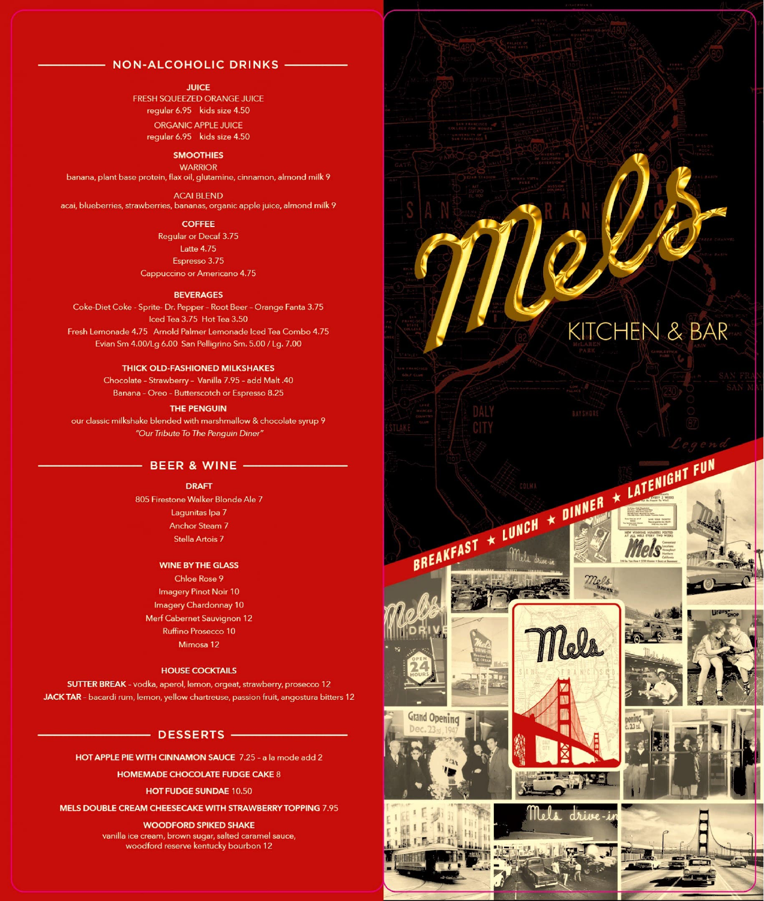## NON-ALCOHOLIC DRINKS

### JUICE

FRESH SQUEEZED ORANGE JUICE
regular 6.95 kids size 4.50

ORGANIC APPLE JUICE
regular 6.95 kids size 4.50

### SMOOTHIES

WARRIOR
banana, plant base protein, flax oil, glutamine, cinnamon, almond milk 9

ACAI BLEND
acai, blueberries, strawberries, bananas, organic apple juice, almond milk 9

### COFFEE

Regular or Decaf 3.75
Latte 4.75
Espresso 3.75
Cappuccino or Americano 4.75

### BEVERAGES

Coke-Diet Coke - Sprite- Dr. Pepper - Root Beer – Orange Fanta 3.75
Iced Tea 3.75 Hot Tea 3.50
Fresh Lemonade 4.75 Arnold Palmer Lemonade Iced Tea Combo 4.75
Evian Sm 4.00/Lg 6.00 San Pelligrino Sm. 5.00 / Lg. 7.00

### THICK OLD-FASHIONED MILKSHAKES

Chocolate - Strawberry – Vanilla 7.95 - add Malt .40
Banana - Oreo - Butterscotch or Espresso 8.25

### THE PENGUIN

our classic milkshake blended with marshmallow & chocolate syrup 9
*"Our Tribute To The Penguin Diner"*

## BEER & WINE

### DRAFT

805 Firestone Walker Blonde Ale 7
Lagunitas Ipa 7
Anchor Steam 7
Stella Artois 7

### WINE BY THE GLASS

Chloe Rose 9
Imagery Pinot Noir 10
Imagery Chardonnay 10
Merf Cabernet Sauvignon 12
Ruffino Prosecco 10
Mimosa 12

### HOUSE COCKTAILS

**SUTTER BREAK** - vodka, aperol, lemon, orgeat, strawberry, prosecco 12
**JACK TAR** - bacardi rum, lemon, yellow chartreuse, passion fruit, angostura bitters 12

## DESSERTS

**HOT APPLE PIE WITH CINNAMON SAUCE** 7.25 - a la mode add 2

**HOMEMADE CHOCOLATE FUDGE CAKE** 8

**HOT FUDGE SUNDAE** 10.50

**MELS DOUBLE CREAM CHEESECAKE WITH STRAWBERRY TOPPING** 7.95

**WOODFORD SPIKED SHAKE**
vanilla ice cream, brown sugar, salted caramel sauce, woodford reserve kentucky bourbon 12

# Mels

KITCHEN & BAR

BREAKFAST ★ LUNCH ★ DINNER ★ LATENIGHT FUN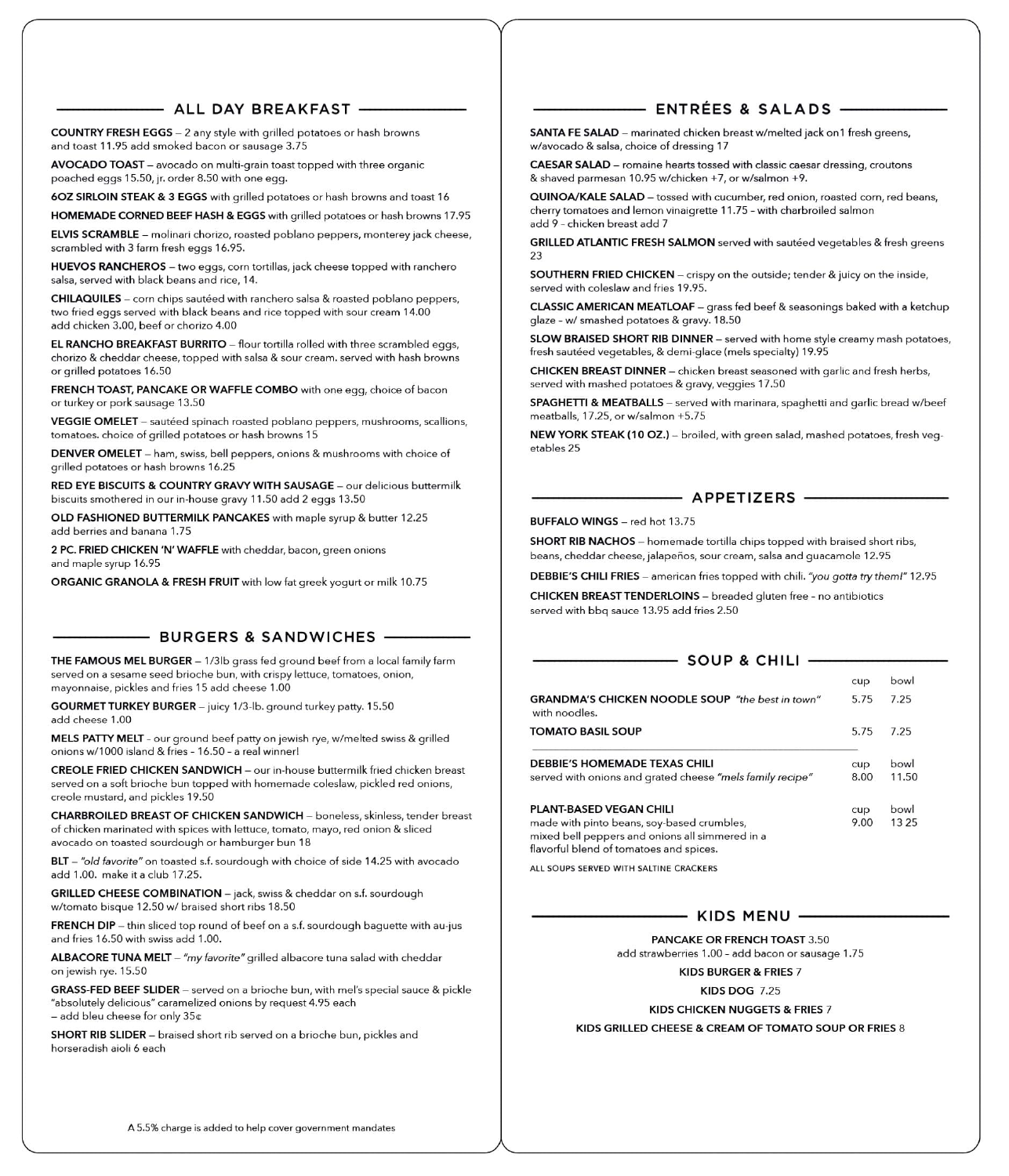## ALL DAY BREAKFAST

**COUNTRY FRESH EGGS** – 2 any style with grilled potatoes or hash browns and toast 11.95 add smoked bacon or sausage 3.75

**AVOCADO TOAST** – avocado on multi-grain toast topped with three organic poached eggs 15.50, jr. order 8.50 with one egg.

**6OZ SIRLOIN STEAK & 3 EGGS** with grilled potatoes or hash browns and toast 16

**HOMEMADE CORNED BEEF HASH & EGGS** with grilled potatoes or hash browns 17.95

**ELVIS SCRAMBLE** – molinari chorizo, roasted poblano peppers, monterey jack cheese, scrambled with 3 farm fresh eggs 16.95.

**HUEVOS RANCHEROS** – two eggs, corn tortillas, jack cheese topped with ranchero salsa, served with black beans and rice, 14.

**CHILAQUILES** – corn chips sautéed with ranchero salsa & roasted poblano peppers, two fried eggs served with black beans and rice topped with sour cream 14.00 add chicken 3.00, beef or chorizo 4.00

**EL RANCHO BREAKFAST BURRITO** – flour tortilla rolled with three scrambled eggs, chorizo & cheddar cheese, topped with salsa & sour cream. served with hash browns or grilled potatoes 16.50

**FRENCH TOAST, PANCAKE OR WAFFLE COMBO** with one egg, choice of bacon or turkey or pork sausage 13.50

**VEGGIE OMELET** – sautéed spinach roasted poblano peppers, mushrooms, scallions, tomatoes. choice of grilled potatoes or hash browns 15

**DENVER OMELET** – ham, swiss, bell peppers, onions & mushrooms with choice of grilled potatoes or hash browns 16.25

**RED EYE BISCUITS & COUNTRY GRAVY WITH SAUSAGE** – our delicious buttermilk biscuits smothered in our in-house gravy 11.50 add 2 eggs 13.50

**OLD FASHIONED BUTTERMILK PANCAKES** with maple syrup & butter 12.25 add berries and banana 1.75

**2 PC. FRIED CHICKEN 'N' WAFFLE** with cheddar, bacon, green onions and maple syrup 16.95

**ORGANIC GRANOLA & FRESH FRUIT** with low fat greek yogurt or milk 10.75

## BURGERS & SANDWICHES

**THE FAMOUS MEL BURGER** – 1/3lb grass fed ground beef from a local family farm served on a sesame seed brioche bun, with crispy lettuce, tomatoes, onion, mayonnaise, pickles and fries 15 add cheese 1.00

**GOURMET TURKEY BURGER** – juicy 1/3-lb. ground turkey patty. 15.50 add cheese 1.00

**MELS PATTY MELT** – our ground beef patty on jewish rye, w/melted swiss & grilled onions w/1000 island & fries - 16.50 - a real winner!

**CREOLE FRIED CHICKEN SANDWICH** – our in-house buttermilk fried chicken breast served on a soft brioche bun topped with homemade coleslaw, pickled red onions, creole mustard, and pickles 19.50

**CHARBROILED BREAST OF CHICKEN SANDWICH** – boneless, skinless, tender breast of chicken marinated with spices with lettuce, tomato, mayo, red onion & sliced avocado on toasted sourdough or hamburger bun 18

**BLT** – *"old favorite"* on toasted s.f. sourdough with choice of side 14.25 with avocado add 1.00. make it a club 17.25.

**GRILLED CHEESE COMBINATION** – jack, swiss & cheddar on s.f. sourdough w/tomato bisque 12.50 w/ braised short ribs 18.50

**FRENCH DIP** – thin sliced top round of beef on a s.f. sourdough baguette with au-jus and fries 16.50 with swiss add 1.00.

**ALBACORE TUNA MELT** – *"my favorite"* grilled albacore tuna salad with cheddar on jewish rye. 15.50

**GRASS-FED BEEF SLIDER** – served on a brioche bun, with mel's special sauce & pickle "absolutely delicious" caramelized onions by request 4.95 each – add bleu cheese for only 35¢

**SHORT RIB SLIDER** – braised short rib served on a brioche bun, pickles and horseradish aioli 6 each

A 5.5% charge is added to help cover government mandates

## ENTRÉES & SALADS

**SANTA FE SALAD** – marinated chicken breast w/melted jack on1 fresh greens, w/avocado & salsa, choice of dressing 17

**CAESAR SALAD** – romaine hearts tossed with classic caesar dressing, croutons & shaved parmesan 10.95 w/chicken +7, or w/salmon +9.

**QUINOA/KALE SALAD** – tossed with cucumber, red onion, roasted corn, red beans, cherry tomatoes and lemon vinaigrette 11.75 - with charbroiled salmon add 9 - chicken breast add 7

**GRILLED ATLANTIC FRESH SALMON** served with sautéed vegetables & fresh greens 23

**SOUTHERN FRIED CHICKEN** – crispy on the outside; tender & juicy on the inside, served with coleslaw and fries 19.95.

**CLASSIC AMERICAN MEATLOAF** – grass fed beef & seasonings baked with a ketchup glaze - w/ smashed potatoes & gravy. 18.50

**SLOW BRAISED SHORT RIB DINNER** – served with home style creamy mash potatoes, fresh sautéed vegetables, & demi-glace (mels specialty) 19.95

**CHICKEN BREAST DINNER** – chicken breast seasoned with garlic and fresh herbs, served with mashed potatoes & gravy, veggies 17.50

**SPAGHETTI & MEATBALLS** – served with marinara, spaghetti and garlic bread w/beef meatballs, 17.25, or w/salmon +5.75

**NEW YORK STEAK (10 OZ.)** – broiled, with green salad, mashed potatoes, fresh vegetables 25

## APPETIZERS

**BUFFALO WINGS** – red hot 13.75

**SHORT RIB NACHOS** – homemade tortilla chips topped with braised short ribs, beans, cheddar cheese, jalapeños, sour cream, salsa and guacamole 12.95

**DEBBIE'S CHILI FRIES** – american fries topped with chili. *"you gotta try them!"* 12.95

**CHICKEN BREAST TENDERLOINS** – breaded gluten free - no antibiotics served with bbq sauce 13.95 add fries 2.50

## SOUP & CHILI

| | cup | bowl |
|---|---|---|
| **GRANDMA'S CHICKEN NOODLE SOUP** *"the best in town"* with noodles. | 5.75 | 7.25 |
| **TOMATO BASIL SOUP** | 5.75 | 7.25 |
| **DEBBIE'S HOMEMADE TEXAS CHILI** served with onions and grated cheese *"mels family recipe"* | 8.00 | 11.50 |
| **PLANT-BASED VEGAN CHILI** made with pinto beans, soy-based crumbles, mixed bell peppers and onions all simmered in a flavorful blend of tomatoes and spices. | 9.00 | 13 25 |

ALL SOUPS SERVED WITH SALTINE CRACKERS

## KIDS MENU

**PANCAKE OR FRENCH TOAST** 3.50
add strawberries 1.00 - add bacon or sausage 1.75

**KIDS BURGER & FRIES** 7

**KIDS DOG** 7.25

**KIDS CHICKEN NUGGETS & FRIES** 7

**KIDS GRILLED CHEESE & CREAM OF TOMATO SOUP OR FRIES** 8